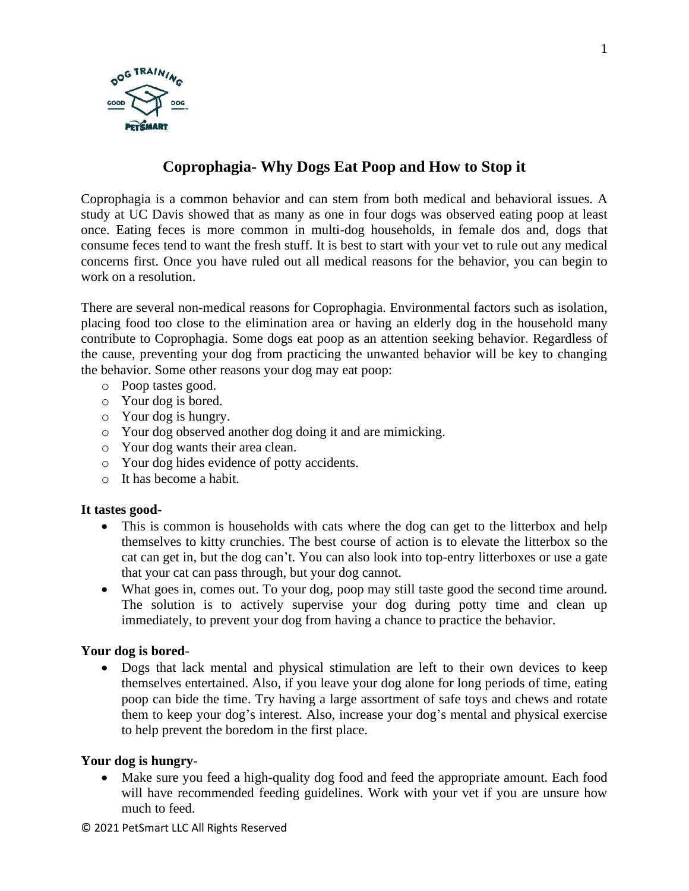# Coprophagia- Why Dogs Eat Poop and How to Stop it

Coprophagia is a common behavior and can stem from both medical and behavioral issues. A study at UC Davis showed that as many as one in four dogs was observed eating poop at least once. Eating feces is more common in multi-dog households, in female dos and, dogs that consume feces tend to want the fresh stuff. It is best to start with your vet to rule out any medical concerns first. Once you have ruled out all medical reasons for the behavior, you can begin to work on a resolution.

There are several non-medical reasons for Coprophagia. Environmental factors such as isolation, placing food too close to the elimination area or having an elderly dog in the household many contribute to Coprophagia. Some dogs eat poop as an attention seeking behavior. Regardless of the cause, preventing your dog from practicing the unwanted behavior will be key to changing the behavior. Some other reasons your dog may eat poop:

- Poop tastes good.
- Your dog is bored.
- Your dog is hungry.
- Your dog observed another dog doing it and are mimicking.
- Your dog wants their area clean.
- Your dog hides evidence of potty accidents.
- It has become a habit.

**It tastes good-**

- This is common is households with cats where the dog can get to the litterbox and help themselves to kitty crunchies. The best course of action is to elevate the litterbox so the cat can get in, but the dog can't. You can also look into top-entry litterboxes or use a gate that your cat can pass through, but your dog cannot.
- What goes in, comes out. To your dog, poop may still taste good the second time around. The solution is to actively supervise your dog during potty time and clean up immediately, to prevent your dog from having a chance to practice the behavior.

**Your dog is bored-**

- Dogs that lack mental and physical stimulation are left to their own devices to keep themselves entertained. Also, if you leave your dog alone for long periods of time, eating poop can bide the time. Try having a large assortment of safe toys and chews and rotate them to keep your dog's interest. Also, increase your dog's mental and physical exercise to help prevent the boredom in the first place.

**Your dog is hungry-**

- Make sure you feed a high-quality dog food and feed the appropriate amount. Each food will have recommended feeding guidelines. Work with your vet if you are unsure how much to feed.

© 2021 PetSmart LLC All Rights Reserved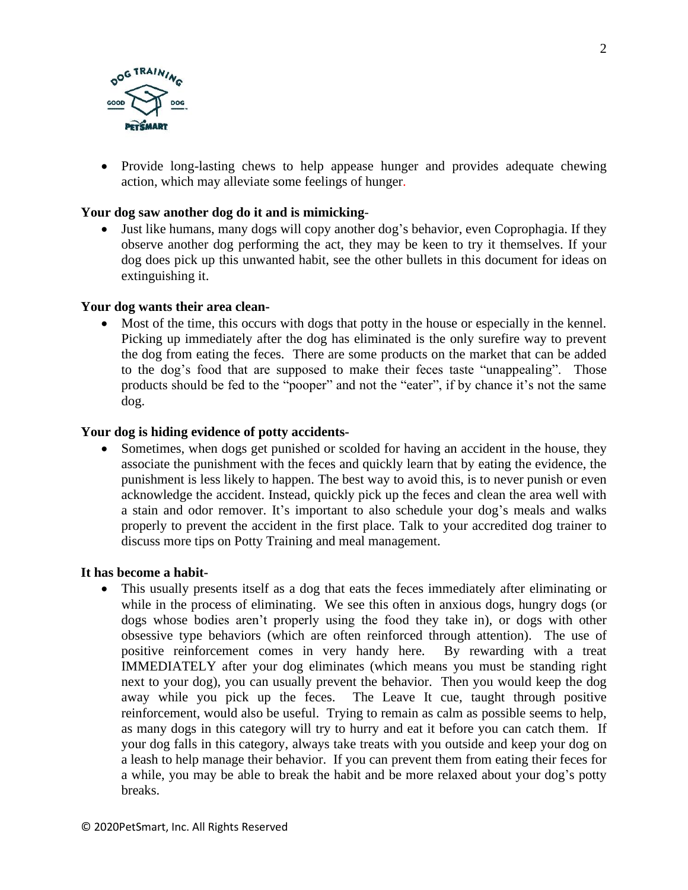- Provide long-lasting chews to help appease hunger and provides adequate chewing action, which may alleviate some feelings of hunger.

**Your dog saw another dog do it and is mimicking-**

- Just like humans, many dogs will copy another dog's behavior, even Coprophagia. If they observe another dog performing the act, they may be keen to try it themselves. If your dog does pick up this unwanted habit, see the other bullets in this document for ideas on extinguishing it.

**Your dog wants their area clean-**

- Most of the time, this occurs with dogs that potty in the house or especially in the kennel. Picking up immediately after the dog has eliminated is the only surefire way to prevent the dog from eating the feces. There are some products on the market that can be added to the dog's food that are supposed to make their feces taste "unappealing". Those products should be fed to the "pooper" and not the "eater", if by chance it's not the same dog.

**Your dog is hiding evidence of potty accidents-**

- Sometimes, when dogs get punished or scolded for having an accident in the house, they associate the punishment with the feces and quickly learn that by eating the evidence, the punishment is less likely to happen. The best way to avoid this, is to never punish or even acknowledge the accident. Instead, quickly pick up the feces and clean the area well with a stain and odor remover. It's important to also schedule your dog's meals and walks properly to prevent the accident in the first place. Talk to your accredited dog trainer to discuss more tips on Potty Training and meal management.

**It has become a habit-**

- This usually presents itself as a dog that eats the feces immediately after eliminating or while in the process of eliminating. We see this often in anxious dogs, hungry dogs (or dogs whose bodies aren't properly using the food they take in), or dogs with other obsessive type behaviors (which are often reinforced through attention). The use of positive reinforcement comes in very handy here. By rewarding with a treat IMMEDIATELY after your dog eliminates (which means you must be standing right next to your dog), you can usually prevent the behavior. Then you would keep the dog away while you pick up the feces. The Leave It cue, taught through positive reinforcement, would also be useful. Trying to remain as calm as possible seems to help, as many dogs in this category will try to hurry and eat it before you can catch them. If your dog falls in this category, always take treats with you outside and keep your dog on a leash to help manage their behavior. If you can prevent them from eating their feces for a while, you may be able to break the habit and be more relaxed about your dog's potty breaks.